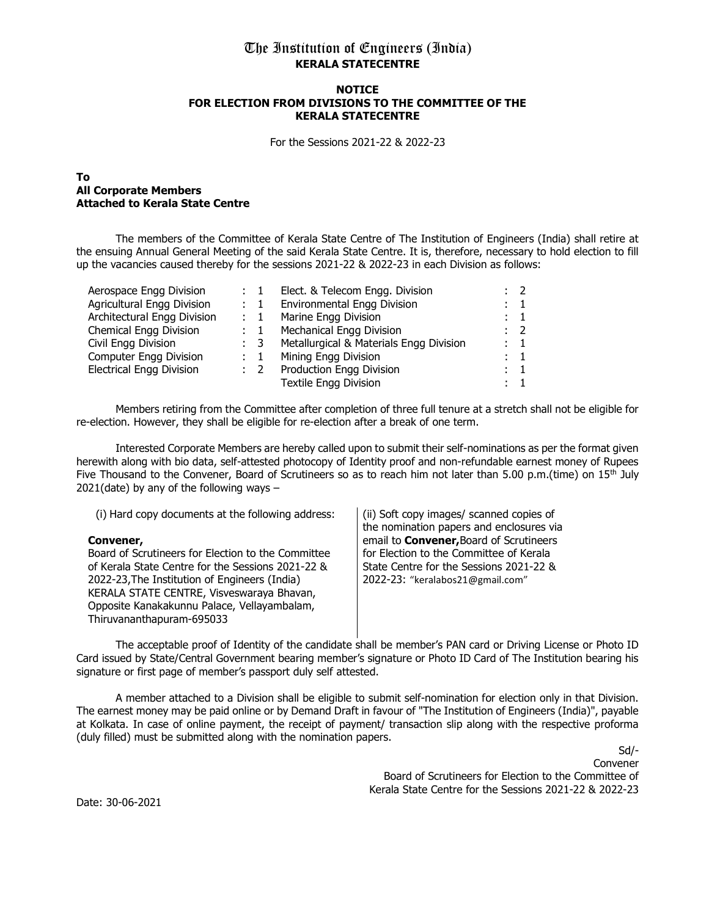# The Institution of Engineers (India)

## KERALA STATECENTRE

### NOTICE
### FOR ELECTION FROM DIVISIONS TO THE COMMITTEE OF THE KERALA STATECENTRE

For the Sessions 2021-22 & 2022-23

**To**
**All Corporate Members**
**Attached to Kerala State Centre**

The members of the Committee of Kerala State Centre of The Institution of Engineers (India) shall retire at the ensuing Annual General Meeting of the said Kerala State Centre. It is, therefore, necessary to hold election to fill up the vacancies caused thereby for the sessions 2021-22 & 2022-23 in each Division as follows:

| Division | | Division | |
|---|---|---|---|
| Aerospace Engg Division | : 1 | Elect. & Telecom Engg. Division | : 2 |
| Agricultural Engg Division | : 1 | Environmental Engg Division | : 1 |
| Architectural Engg Division | : 1 | Marine Engg Division | : 1 |
| Chemical Engg Division | : 1 | Mechanical Engg Division | : 2 |
| Civil Engg Division | : 3 | Metallurgical & Materials Engg Division | : 1 |
| Computer Engg Division | : 1 | Mining Engg Division | : 1 |
| Electrical Engg Division | : 2 | Production Engg Division | : 1 |
| | | Textile Engg Division | : 1 |

Members retiring from the Committee after completion of three full tenure at a stretch shall not be eligible for re-election. However, they shall be eligible for re-election after a break of one term.

Interested Corporate Members are hereby called upon to submit their self-nominations as per the format given herewith along with bio data, self-attested photocopy of Identity proof and non-refundable earnest money of Rupees Five Thousand to the Convener, Board of Scrutineers so as to reach him not later than 5.00 p.m.(time) on 15th July 2021(date) by any of the following ways –

(i) Hard copy documents at the following address:

**Convener,**
Board of Scrutineers for Election to the Committee of Kerala State Centre for the Sessions 2021-22 & 2022-23,The Institution of Engineers (India) KERALA STATE CENTRE, Visveswaraya Bhavan, Opposite Kanakakunnu Palace, Vellayambalam, Thiruvananthapuram-695033

(ii) Soft copy images/ scanned copies of the nomination papers and enclosures via email to **Convener,**Board of Scrutineers for Election to the Committee of Kerala State Centre for the Sessions 2021-22 & 2022-23: "keralabos21@gmail.com"

The acceptable proof of Identity of the candidate shall be member's PAN card or Driving License or Photo ID Card issued by State/Central Government bearing member's signature or Photo ID Card of The Institution bearing his signature or first page of member's passport duly self attested.

A member attached to a Division shall be eligible to submit self-nomination for election only in that Division. The earnest money may be paid online or by Demand Draft in favour of "The Institution of Engineers (India)", payable at Kolkata. In case of online payment, the receipt of payment/ transaction slip along with the respective proforma (duly filled) must be submitted along with the nomination papers.

Sd/-
Convener
Board of Scrutineers for Election to the Committee of Kerala State Centre for the Sessions 2021-22 & 2022-23

Date: 30-06-2021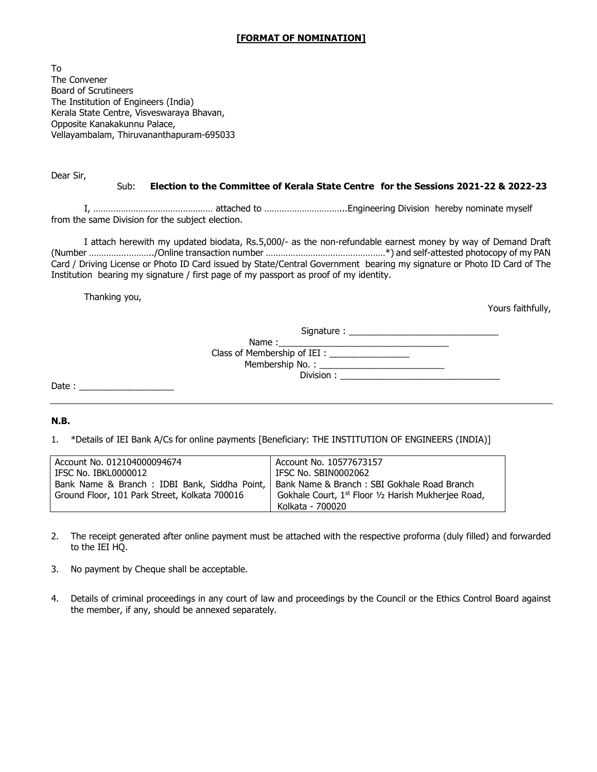**[FORMAT OF NOMINATION]**

To
The Convener
Board of Scrutineers
The Institution of Engineers (India)
Kerala State Centre, Visveswaraya Bhavan,
Opposite Kanakakunnu Palace,
Vellayambalam, Thiruvananthapuram-695033

Dear Sir,

Sub: **Election to the Committee of Kerala State Centre for the Sessions 2021-22 & 2022-23**

I, ………………………………………… attached to …………………………...Engineering Division hereby nominate myself from the same Division for the subject election.

I attach herewith my updated biodata, Rs.5,000/- as the non-refundable earnest money by way of Demand Draft (Number ……………………../Online transaction number ………………………………………*) and self-attested photocopy of my PAN Card / Driving License or Photo ID Card issued by State/Central Government bearing my signature or Photo ID Card of The Institution bearing my signature / first page of my passport as proof of my identity.

Thanking you,

Yours faithfully,

Signature : ______________________________

Name :_________________________________

Class of Membership of IEI : ________________

Membership No. : _________________________

Division : ________________________________

Date : ___________________

---

**N.B.**

1. *Details of IEI Bank A/Cs for online payments [Beneficiary: THE INSTITUTION OF ENGINEERS (INDIA)]

| | |
|---|---|
| Account No. 012104000094674<br>IFSC No. IBKL0000012<br>Bank Name & Branch : IDBI Bank, Siddha Point, Ground Floor, 101 Park Street, Kolkata 700016 | Account No. 10577673157<br>IFSC No. SBIN0002062<br>Bank Name & Branch : SBI Gokhale Road Branch Gokhale Court, 1st Floor ½ Harish Mukherjee Road, Kolkata - 700020 |

2. The receipt generated after online payment must be attached with the respective proforma (duly filled) and forwarded to the IEI HQ.

3. No payment by Cheque shall be acceptable.

4. Details of criminal proceedings in any court of law and proceedings by the Council or the Ethics Control Board against the member, if any, should be annexed separately.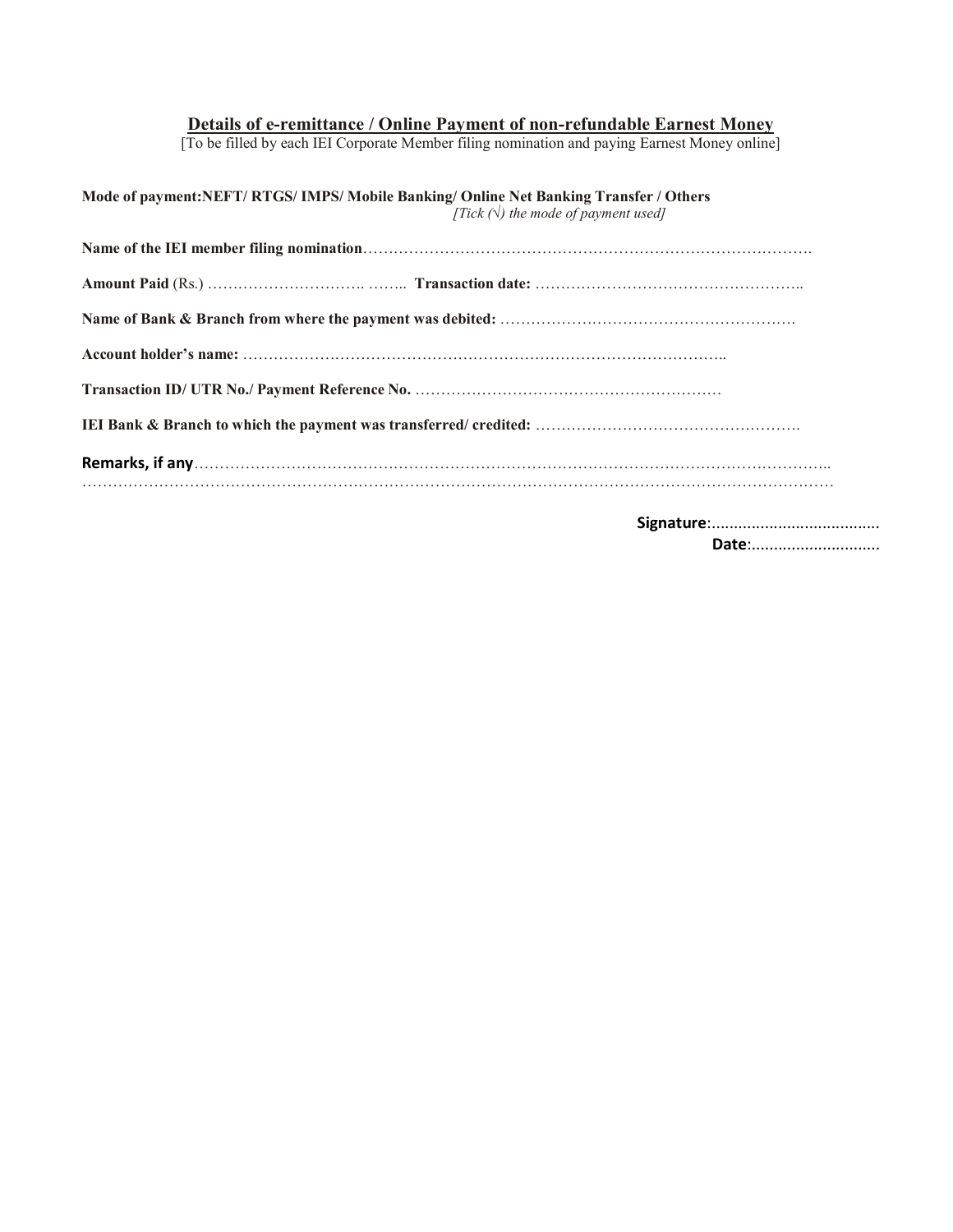## Details of e-remittance / Online Payment of non-refundable Earnest Money

[To be filled by each IEI Corporate Member filing nomination and paying Earnest Money online]

**Mode of payment:NEFT/ RTGS/ IMPS/ Mobile Banking/ Online Net Banking Transfer / Others**
*[Tick (√) the mode of payment used]*

**Name of the IEI member filing nomination**…………………………………………………………………………….

**Amount Paid** (Rs.) …………………………. …….. **Transaction date:** ……………………………………………..

**Name of Bank & Branch from where the payment was debited:** ………………………………………………….

**Account holder's name:** ……………………………………………………………………………………..

**Transaction ID/ UTR No./ Payment Reference No.** ……………………………………………………

**IEI Bank & Branch to which the payment was transferred/ credited:** …………………………………………….

**Remarks, if any**…………………………………………………………………………………………………………..
……………………………………………………………………………………………………………………………

**Signature**:.....................................

**Date**:............................